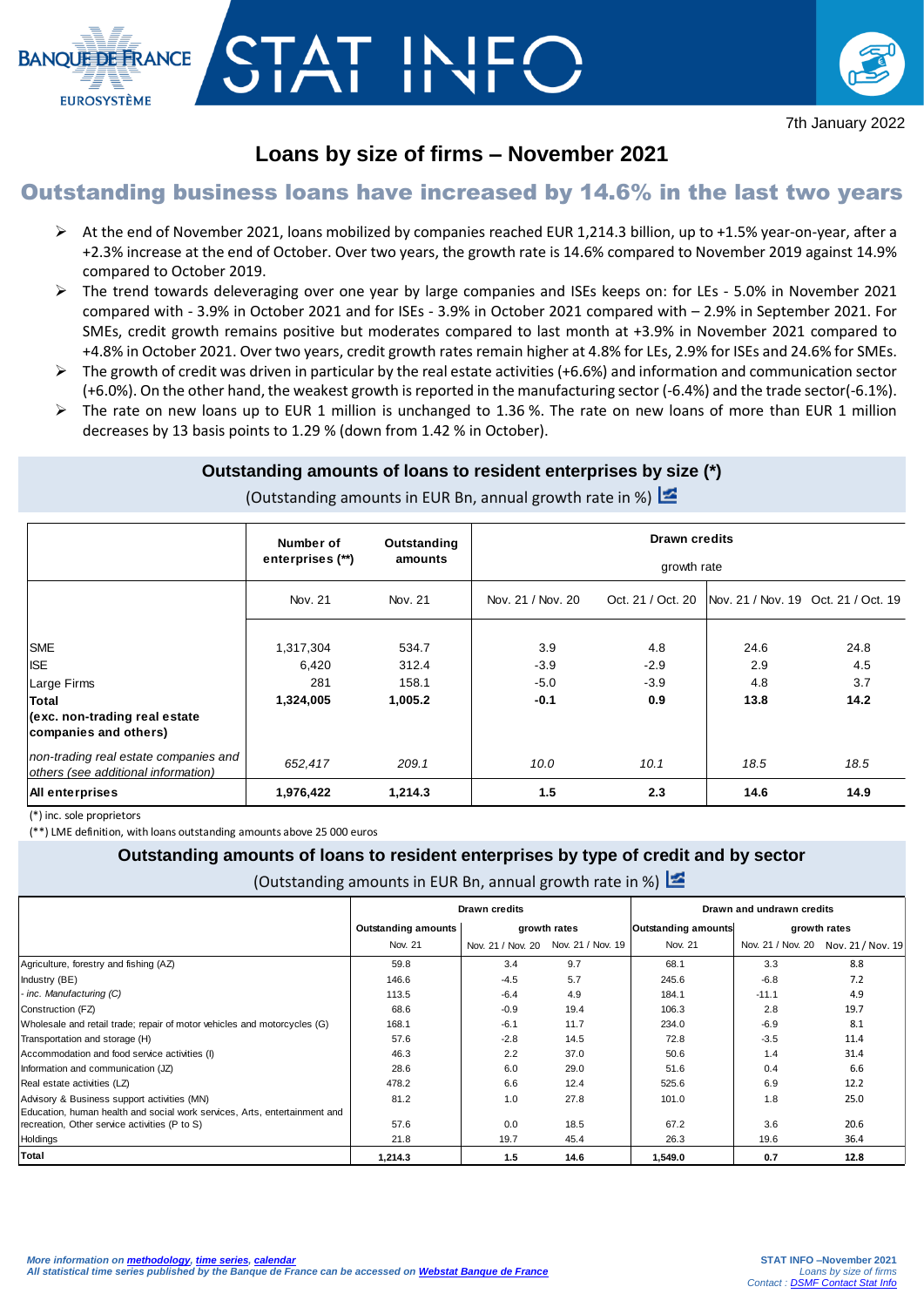BANQUE DE FRANCE
EUROSYSTÈME

# STAT INFO

7th January 2022

## Loans by size of firms – November 2021

## Outstanding business loans have increased by 14.6% in the last two years

- At the end of November 2021, loans mobilized by companies reached EUR 1,214.3 billion, up to +1.5% year-on-year, after a +2.3% increase at the end of October. Over two years, the growth rate is 14.6% compared to November 2019 against 14.9% compared to October 2019.
- The trend towards deleveraging over one year by large companies and ISEs keeps on: for LEs - 5.0% in November 2021 compared with - 3.9% in October 2021 and for ISEs - 3.9% in October 2021 compared with – 2.9% in September 2021. For SMEs, credit growth remains positive but moderates compared to last month at +3.9% in November 2021 compared to +4.8% in October 2021. Over two years, credit growth rates remain higher at 4.8% for LEs, 2.9% for ISEs and 24.6% for SMEs.
- The growth of credit was driven in particular by the real estate activities (+6.6%) and information and communication sector (+6.0%). On the other hand, the weakest growth is reported in the manufacturing sector (-6.4%) and the trade sector(-6.1%).
- The rate on new loans up to EUR 1 million is unchanged to 1.36 %. The rate on new loans of more than EUR 1 million decreases by 13 basis points to 1.29 % (down from 1.42 % in October).

### Outstanding amounts of loans to resident enterprises by size (*)

(Outstanding amounts in EUR Bn, annual growth rate in %)

| | Number of enterprises (**) | Outstanding amounts | Drawn credits growth rate | | | |
|---|---|---|---|---|---|---|
| | Nov. 21 | Nov. 21 | Nov. 21 / Nov. 20 | Oct. 21 / Oct. 20 | Nov. 21 / Nov. 19 | Oct. 21 / Oct. 19 |
| SME | 1,317,304 | 534.7 | 3.9 | 4.8 | 24.6 | 24.8 |
| ISE | 6,420 | 312.4 | -3.9 | -2.9 | 2.9 | 4.5 |
| Large Firms | 281 | 158.1 | -5.0 | -3.9 | 4.8 | 3.7 |
| **Total (exc. non-trading real estate companies and others)** | **1,324,005** | **1,005.2** | **-0.1** | **0.9** | **13.8** | **14.2** |
| *non-trading real estate companies and others (see additional information)* | *652,417* | *209.1* | *10.0* | *10.1* | *18.5* | *18.5* |
| **All enterprises** | **1,976,422** | **1,214.3** | **1.5** | **2.3** | **14.6** | **14.9** |

(*) inc. sole proprietors
(**) LME definition, with loans outstanding amounts above 25 000 euros

### Outstanding amounts of loans to resident enterprises by type of credit and by sector

(Outstanding amounts in EUR Bn, annual growth rate in %)

| | Drawn credits | | | Drawn and undrawn credits | | |
|---|---|---|---|---|---|---|
| | Outstanding amounts | growth rates | | Outstanding amounts | growth rates | |
| | Nov. 21 | Nov. 21 / Nov. 20 | Nov. 21 / Nov. 19 | Nov. 21 | Nov. 21 / Nov. 20 | Nov. 21 / Nov. 19 |
| Agriculture, forestry and fishing (AZ) | 59.8 | 3.4 | 9.7 | 68.1 | 3.3 | 8.8 |
| Industry (BE) | 146.6 | -4.5 | 5.7 | 245.6 | -6.8 | 7.2 |
| *- inc. Manufacturing (C)* | 113.5 | -6.4 | 4.9 | 184.1 | -11.1 | 4.9 |
| Construction (FZ) | 68.6 | -0.9 | 19.4 | 106.3 | 2.8 | 19.7 |
| Wholesale and retail trade; repair of motor vehicles and motorcycles (G) | 168.1 | -6.1 | 11.7 | 234.0 | -6.9 | 8.1 |
| Transportation and storage (H) | 57.6 | -2.8 | 14.5 | 72.8 | -3.5 | 11.4 |
| Accommodation and food service activities (I) | 46.3 | 2.2 | 37.0 | 50.6 | 1.4 | 31.4 |
| Information and communication (JZ) | 28.6 | 6.0 | 29.0 | 51.6 | 0.4 | 6.6 |
| Real estate activities (LZ) | 478.2 | 6.6 | 12.4 | 525.6 | 6.9 | 12.2 |
| Advisory & Business support activities (MN) | 81.2 | 1.0 | 27.8 | 101.0 | 1.8 | 25.0 |
| Education, human health and social work services, Arts, entertainment and recreation, Other service activities (P to S) | 57.6 | 0.0 | 18.5 | 67.2 | 3.6 | 20.6 |
| Holdings | 21.8 | 19.7 | 45.4 | 26.3 | 19.6 | 36.4 |
| **Total** | **1,214.3** | **1.5** | **14.6** | **1,549.0** | **0.7** | **12.8** |

*More information on methodology, time series, calendar*
*All statistical time series published by the Banque de France can be accessed on Webstat Banque de France*

STAT INFO –November 2021
*Loans by size of firms*
*Contact : DSMF Contact Stat Info*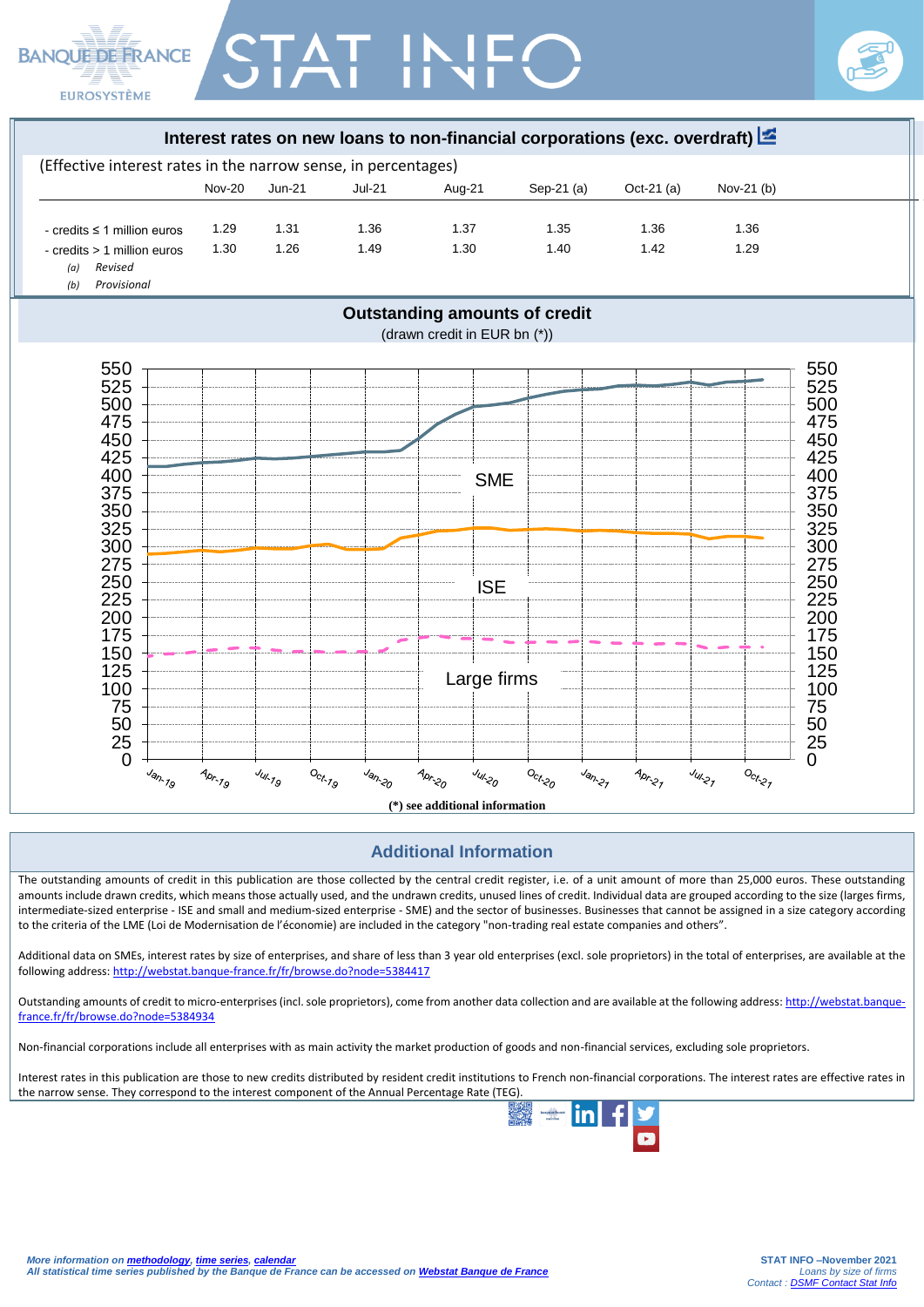## Interest rates on new loans to non-financial corporations (exc. overdraft)

(Effective interest rates in the narrow sense, in percentages)

| | Nov-20 | Jun-21 | Jul-21 | Aug-21 | Sep-21 (a) | Oct-21 (a) | Nov-21 (b) |
|---|---|---|---|---|---|---|---|
| - credits ≤ 1 million euros | 1.29 | 1.31 | 1.36 | 1.37 | 1.35 | 1.36 | 1.36 |
| - credits > 1 million euros | 1.30 | 1.26 | 1.49 | 1.30 | 1.40 | 1.42 | 1.29 |

*(a) Revised*

*(b) Provisional*

## Outstanding amounts of credit

(drawn credit in EUR bn (*))

550
525
500
475
450
425
400
375
350
325
300
275
250
225
200
175
150
125
100
75
50
25
0

SME

ISE

Large firms

Jan-19 Apr-19 Jul-19 Oct-19 Jan-20 Apr-20 Jul-20 Oct-20 Jan-21 Apr-21 Jul-21 Oct-21

**(*) see additional information**

## Additional Information

The outstanding amounts of credit in this publication are those collected by the central credit register, i.e. of a unit amount of more than 25,000 euros. These outstanding amounts include drawn credits, which means those actually used, and the undrawn credits, unused lines of credit. Individual data are grouped according to the size (larges firms, intermediate-sized enterprise - ISE and small and medium-sized enterprise - SME) and the sector of businesses. Businesses that cannot be assigned in a size category according to the criteria of the LME (Loi de Modernisation de l'économie) are included in the category "non-trading real estate companies and others".

Additional data on SMEs, interest rates by size of enterprises, and share of less than 3 year old enterprises (excl. sole proprietors) in the total of enterprises, are available at the following address: http://webstat.banque-france.fr/fr/browse.do?node=5384417

Outstanding amounts of credit to micro-enterprises (incl. sole proprietors), come from another data collection and are available at the following address: http://webstat.banque-france.fr/fr/browse.do?node=5384934

Non-financial corporations include all enterprises with as main activity the market production of goods and non-financial services, excluding sole proprietors.

Interest rates in this publication are those to new credits distributed by resident credit institutions to French non-financial corporations. The interest rates are effective rates in the narrow sense. They correspond to the interest component of the Annual Percentage Rate (TEG).

*More information on methodology, time series, calendar*
*All statistical time series published by the Banque de France can be accessed on Webstat Banque de France*

STAT INFO –November 2021
*Loans by size of firms*
*Contact : DSMF Contact Stat Info*